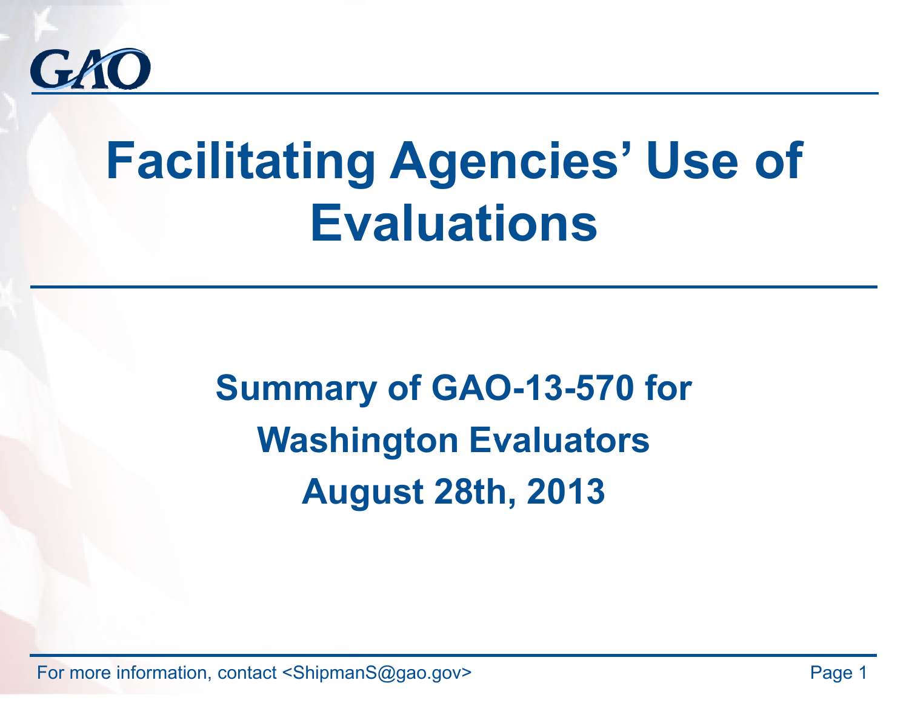GAO

# Facilitating Agencies' Use of Evaluations

**Summary of GAO-13-570 for Washington Evaluators**

**August 28th, 2013**

For more information, contact <ShipmanS@gao.gov>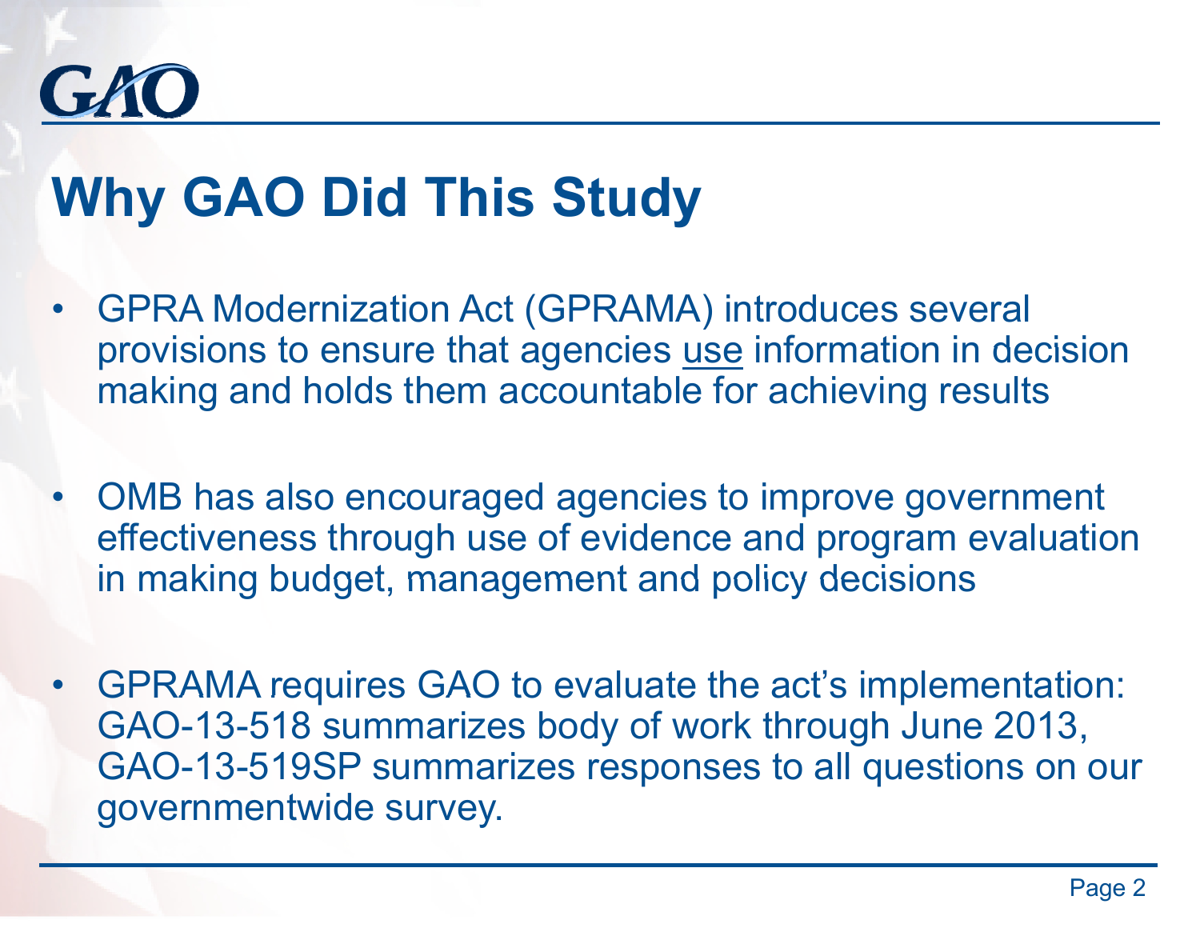# Why GAO Did This Study

- GPRA Modernization Act (GPRAMA) introduces several provisions to ensure that agencies <u>use</u> information in decision making and holds them accountable for achieving results

- OMB has also encouraged agencies to improve government effectiveness through use of evidence and program evaluation in making budget, management and policy decisions

- GPRAMA requires GAO to evaluate the act's implementation: GAO-13-518 summarizes body of work through June 2013, GAO-13-519SP summarizes responses to all questions on our governmentwide survey.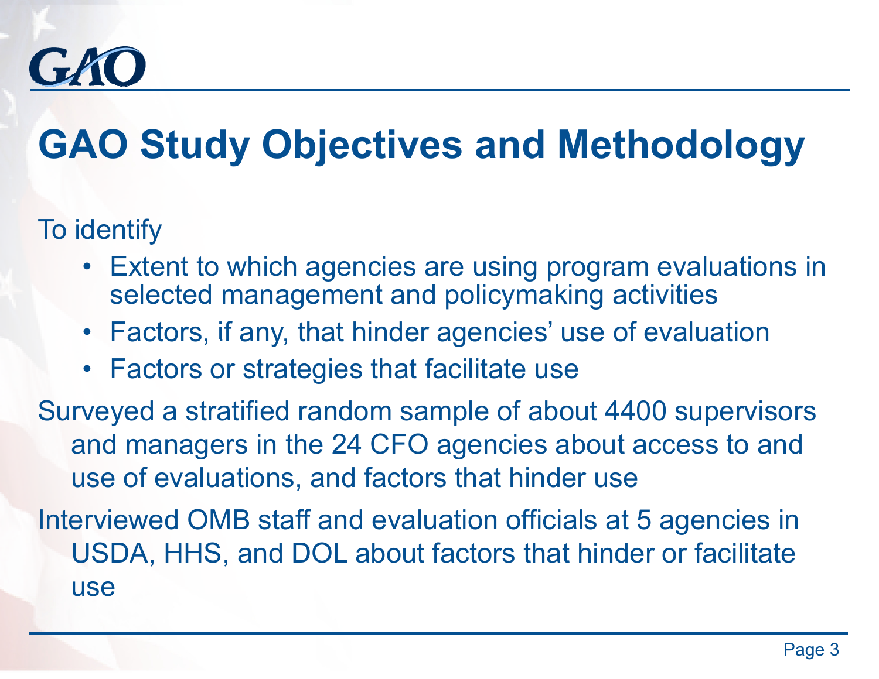# GAO Study Objectives and Methodology

To identify

- Extent to which agencies are using program evaluations in selected management and policymaking activities
- Factors, if any, that hinder agencies' use of evaluation
- Factors or strategies that facilitate use

Surveyed a stratified random sample of about 4400 supervisors and managers in the 24 CFO agencies about access to and use of evaluations, and factors that hinder use

Interviewed OMB staff and evaluation officials at 5 agencies in USDA, HHS, and DOL about factors that hinder or facilitate use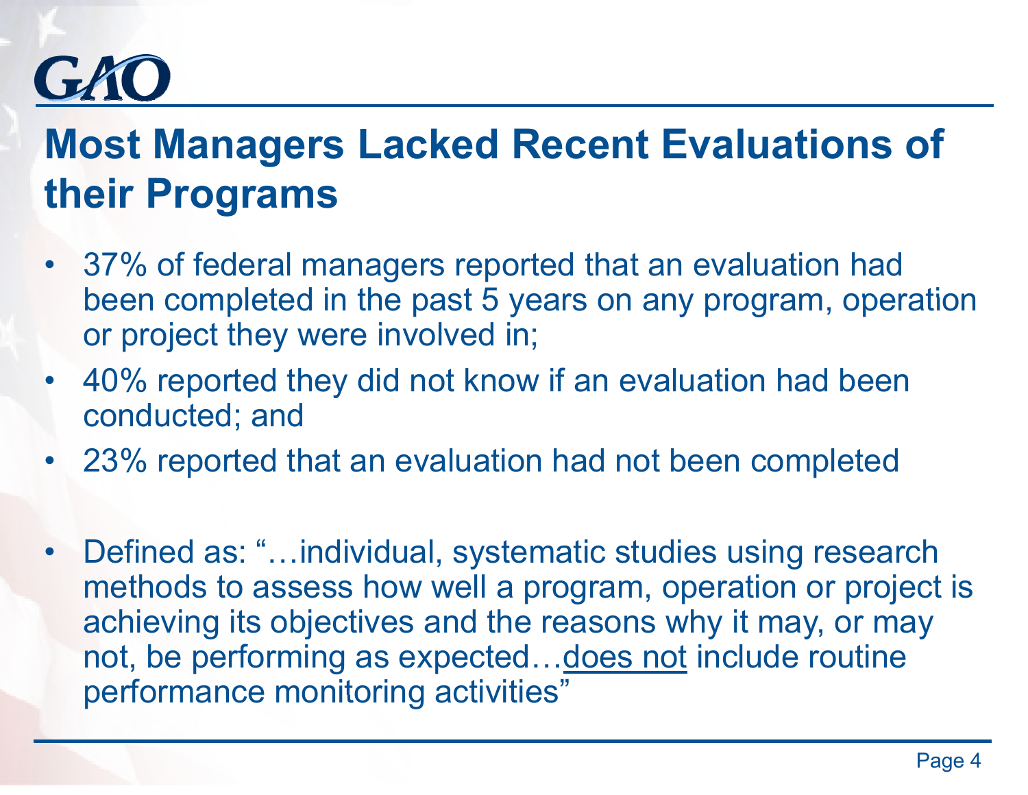# Most Managers Lacked Recent Evaluations of their Programs

- 37% of federal managers reported that an evaluation had been completed in the past 5 years on any program, operation or project they were involved in;
- 40% reported they did not know if an evaluation had been conducted; and
- 23% reported that an evaluation had not been completed

- Defined as: "…individual, systematic studies using research methods to assess how well a program, operation or project is achieving its objectives and the reasons why it may, or may not, be performing as expected…<u>does not</u> include routine performance monitoring activities"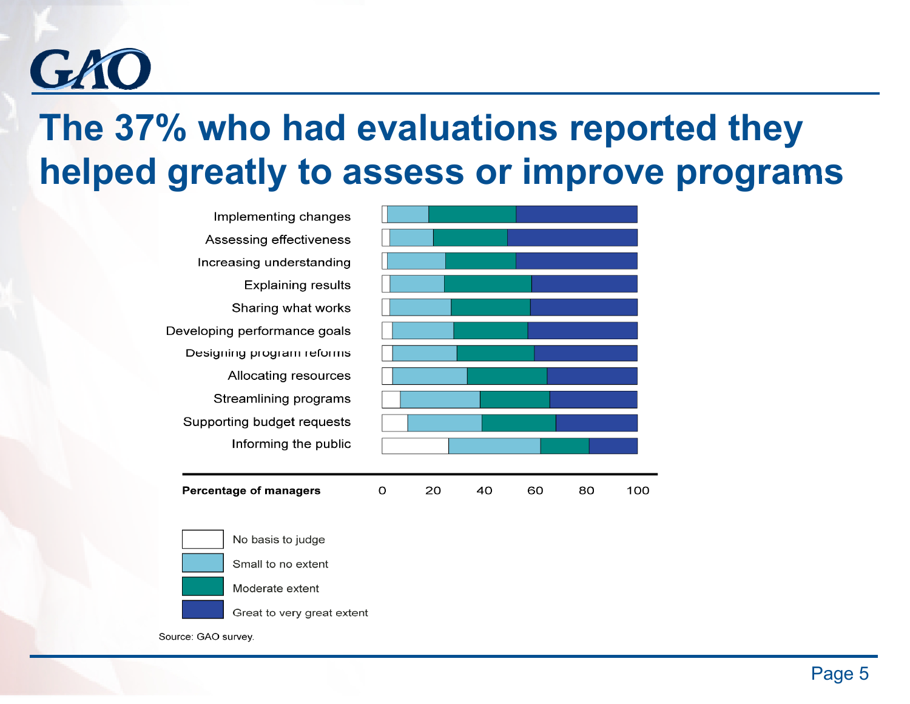# The 37% who had evaluations reported they helped greatly to assess or improve programs

Implementing changes

Assessing effectiveness

Increasing understanding

Explaining results

Sharing what works

Developing performance goals

Designing program reforms

Allocating resources

Streamlining programs

Supporting budget requests

Informing the public

**Percentage of managers** 0 20 40 60 80 100

- No basis to judge
- Small to no extent
- Moderate extent
- Great to very great extent

Source: GAO survey.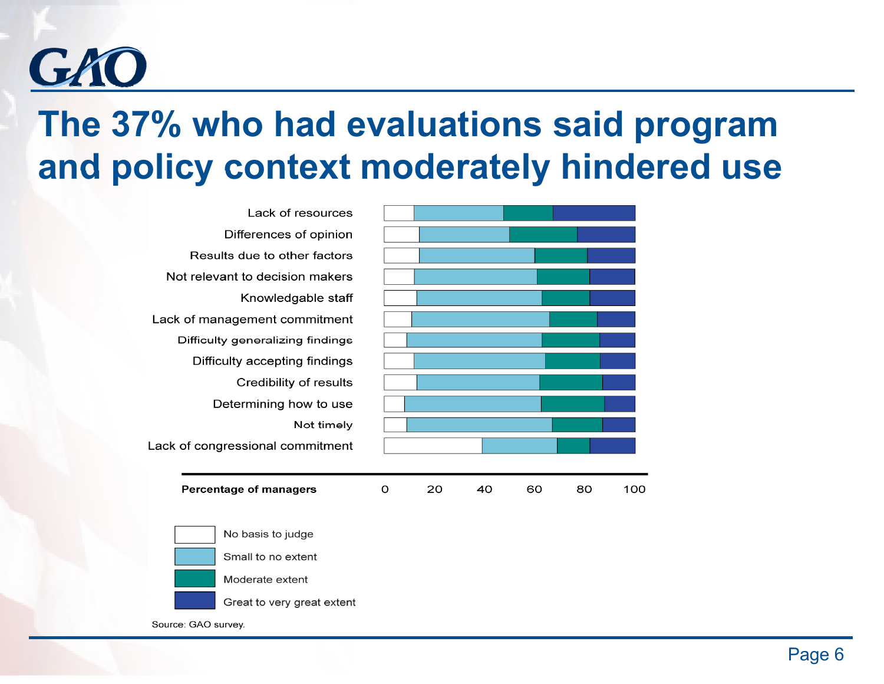# The 37% who had evaluations said program and policy context moderately hindered use

Lack of resources

Differences of opinion

Results due to other factors

Not relevant to decision makers

Knowledgable staff

Lack of management commitment

Difficulty generalizing findings

Difficulty accepting findings

Credibility of results

Determining how to use

Not timely

Lack of congressional commitment

**Percentage of managers** 0 20 40 60 80 100

- No basis to judge
- Small to no extent
- Moderate extent
- Great to very great extent

Source: GAO survey.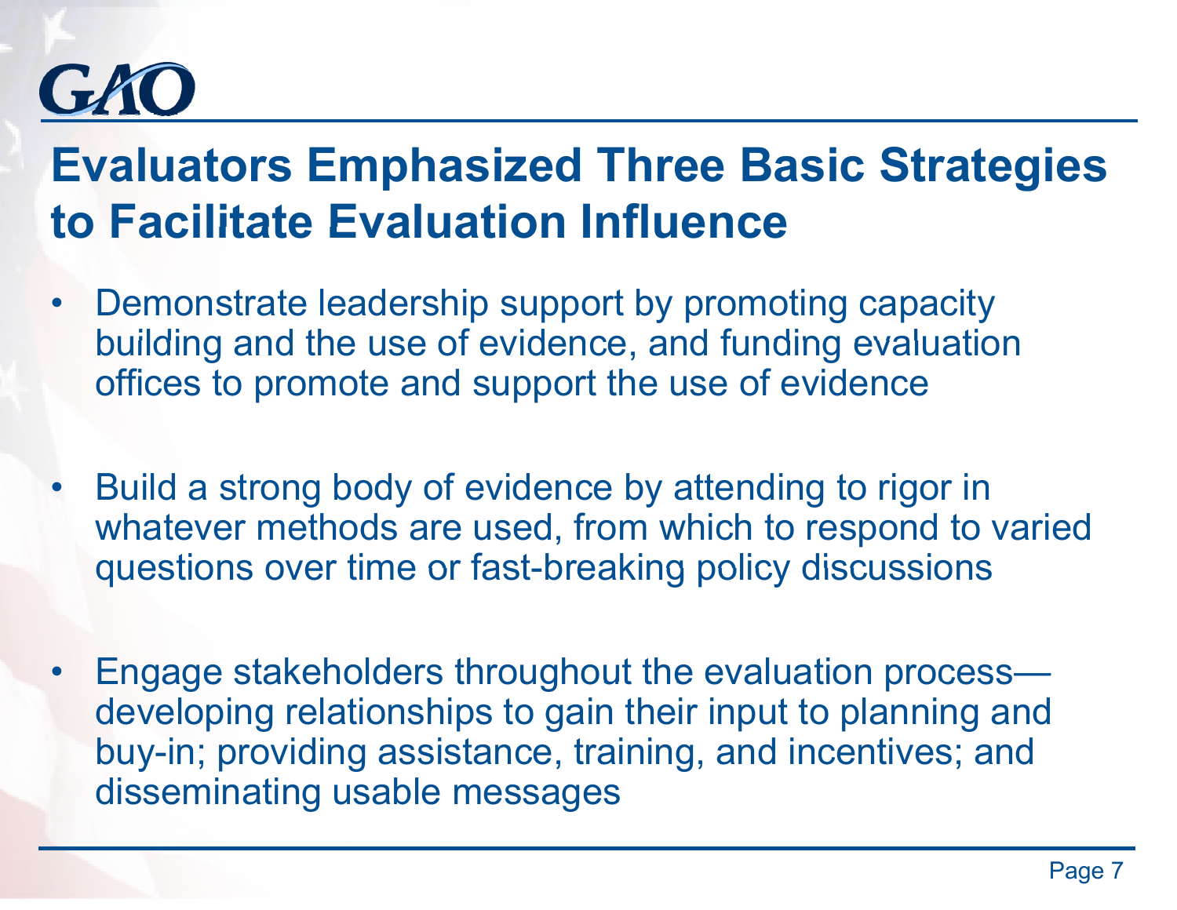# Evaluators Emphasized Three Basic Strategies to Facilitate Evaluation Influence

- Demonstrate leadership support by promoting capacity building and the use of evidence, and funding evaluation offices to promote and support the use of evidence
- Build a strong body of evidence by attending to rigor in whatever methods are used, from which to respond to varied questions over time or fast-breaking policy discussions
- Engage stakeholders throughout the evaluation process—developing relationships to gain their input to planning and buy-in; providing assistance, training, and incentives; and disseminating usable messages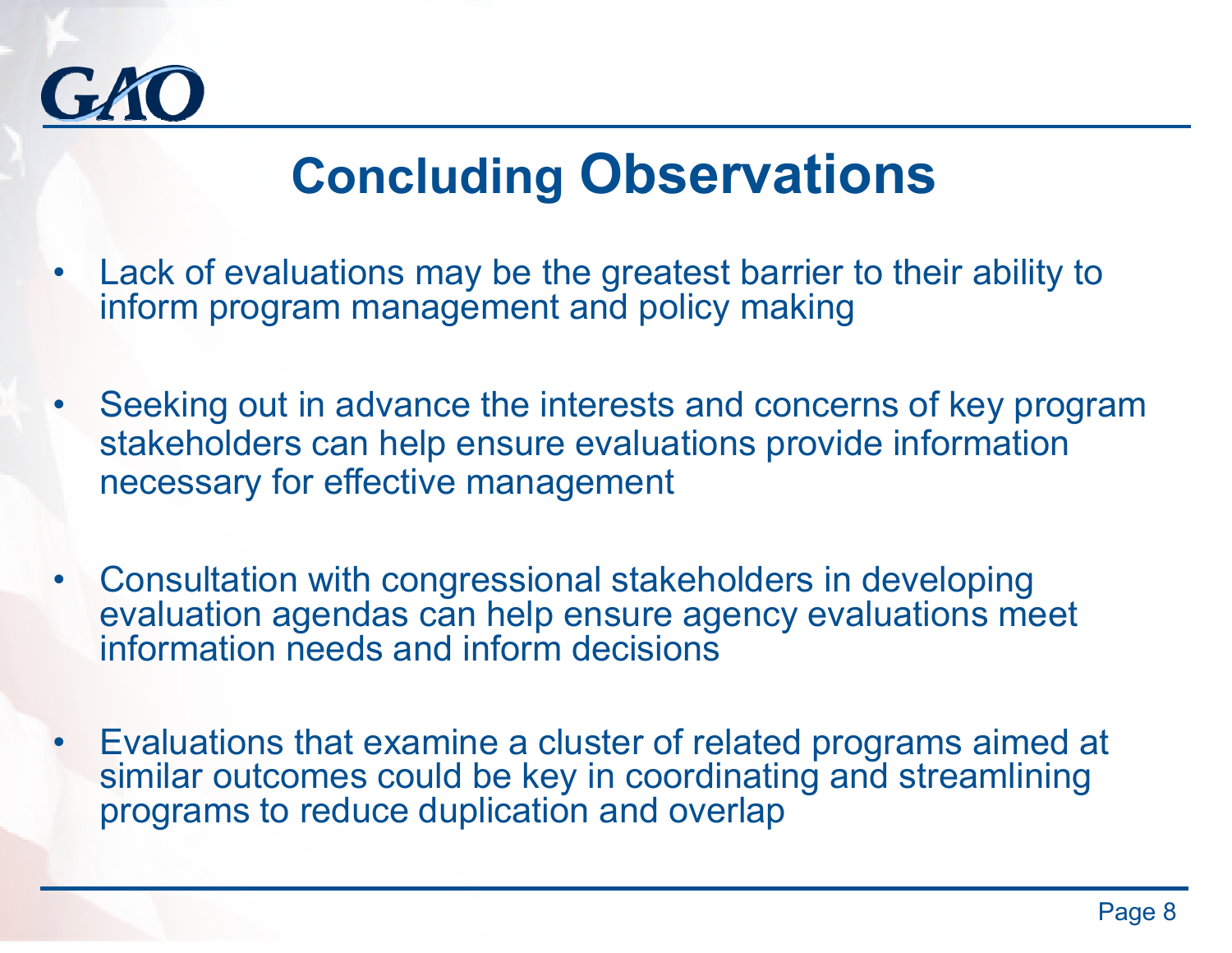# Concluding Observations

- Lack of evaluations may be the greatest barrier to their ability to inform program management and policy making
- Seeking out in advance the interests and concerns of key program stakeholders can help ensure evaluations provide information necessary for effective management
- Consultation with congressional stakeholders in developing evaluation agendas can help ensure agency evaluations meet information needs and inform decisions
- Evaluations that examine a cluster of related programs aimed at similar outcomes could be key in coordinating and streamlining programs to reduce duplication and overlap